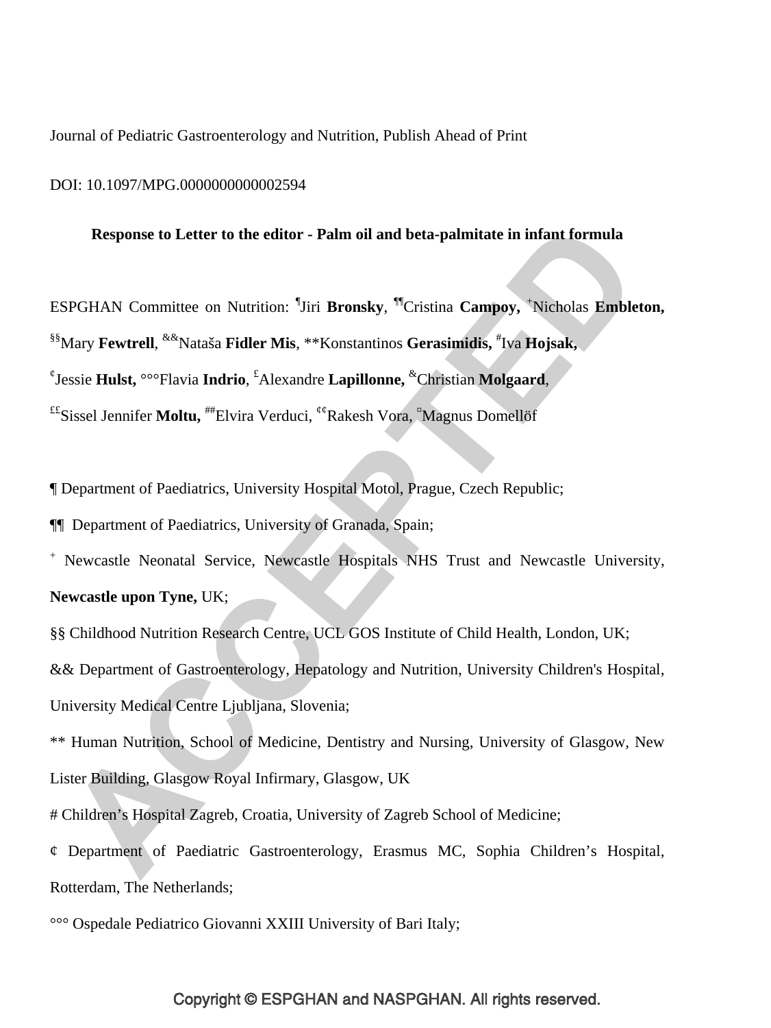Journal of Pediatric Gastroenterology and Nutrition, Publish Ahead of Print

DOI: 10.1097/MPG.0000000000002594

**Response to Letter to the editor - Palm oil and beta-palmitate in infant formula**

ESPGHAN Committee on Nutrition: [¶]Jiri **Bronsky**, [¶¶]Cristina **Campoy**, [+]Nicholas **Embleton,** [§§]Mary **Fewtrell**, [&&]Nataša **Fidler Mis**, **Konstantinos **Gerasimidis,** [#]Iva **Hojsak,** [¢]Jessie **Hulst,** °°°Flavia **Indrio**, [£]Alexandre **Lapillonne,** [&]Christian **Molgaard**, [££]Sissel Jennifer **Moltu,** [##]Elvira Verduci, [¢¢]Rakesh Vora, [¤]Magnus Domellöf

¶ Department of Paediatrics, University Hospital Motol, Prague, Czech Republic;

¶¶ Department of Paediatrics, University of Granada, Spain;

[+] Newcastle Neonatal Service, Newcastle Hospitals NHS Trust and Newcastle University, **Newcastle upon Tyne,** UK;

§§ Childhood Nutrition Research Centre, UCL GOS Institute of Child Health, London, UK;

&& Department of Gastroenterology, Hepatology and Nutrition, University Children's Hospital, University Medical Centre Ljubljana, Slovenia;

** Human Nutrition, School of Medicine, Dentistry and Nursing, University of Glasgow, New Lister Building, Glasgow Royal Infirmary, Glasgow, UK

# Children's Hospital Zagreb, Croatia, University of Zagreb School of Medicine;

¢ Department of Paediatric Gastroenterology, Erasmus MC, Sophia Children's Hospital, Rotterdam, The Netherlands;

°°° Ospedale Pediatrico Giovanni XXIII University of Bari Italy;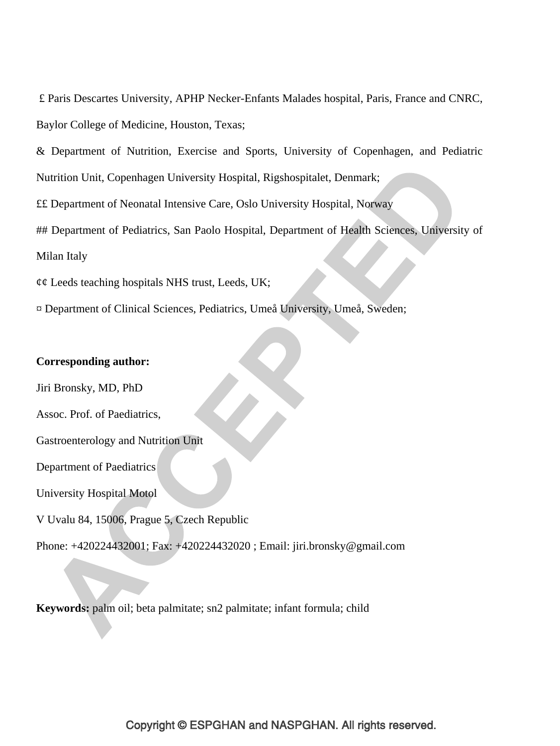£ Paris Descartes University, APHP Necker-Enfants Malades hospital, Paris, France and CNRC, Baylor College of Medicine, Houston, Texas;

& Department of Nutrition, Exercise and Sports, University of Copenhagen, and Pediatric Nutrition Unit, Copenhagen University Hospital, Rigshospitalet, Denmark;

££ Department of Neonatal Intensive Care, Oslo University Hospital, Norway

## Department of Pediatrics, San Paolo Hospital, Department of Health Sciences, University of Milan Italy

¢¢ Leeds teaching hospitals NHS trust, Leeds, UK;

¤ Department of Clinical Sciences, Pediatrics, Umeå University, Umeå, Sweden;

**Corresponding author:**

Jiri Bronsky, MD, PhD

Assoc. Prof. of Paediatrics,

Gastroenterology and Nutrition Unit

Department of Paediatrics

University Hospital Motol

V Uvalu 84, 15006, Prague 5, Czech Republic

Phone: +420224432001; Fax: +420224432020 ; Email: jiri.bronsky@gmail.com

**Keywords:** palm oil; beta palmitate; sn2 palmitate; infant formula; child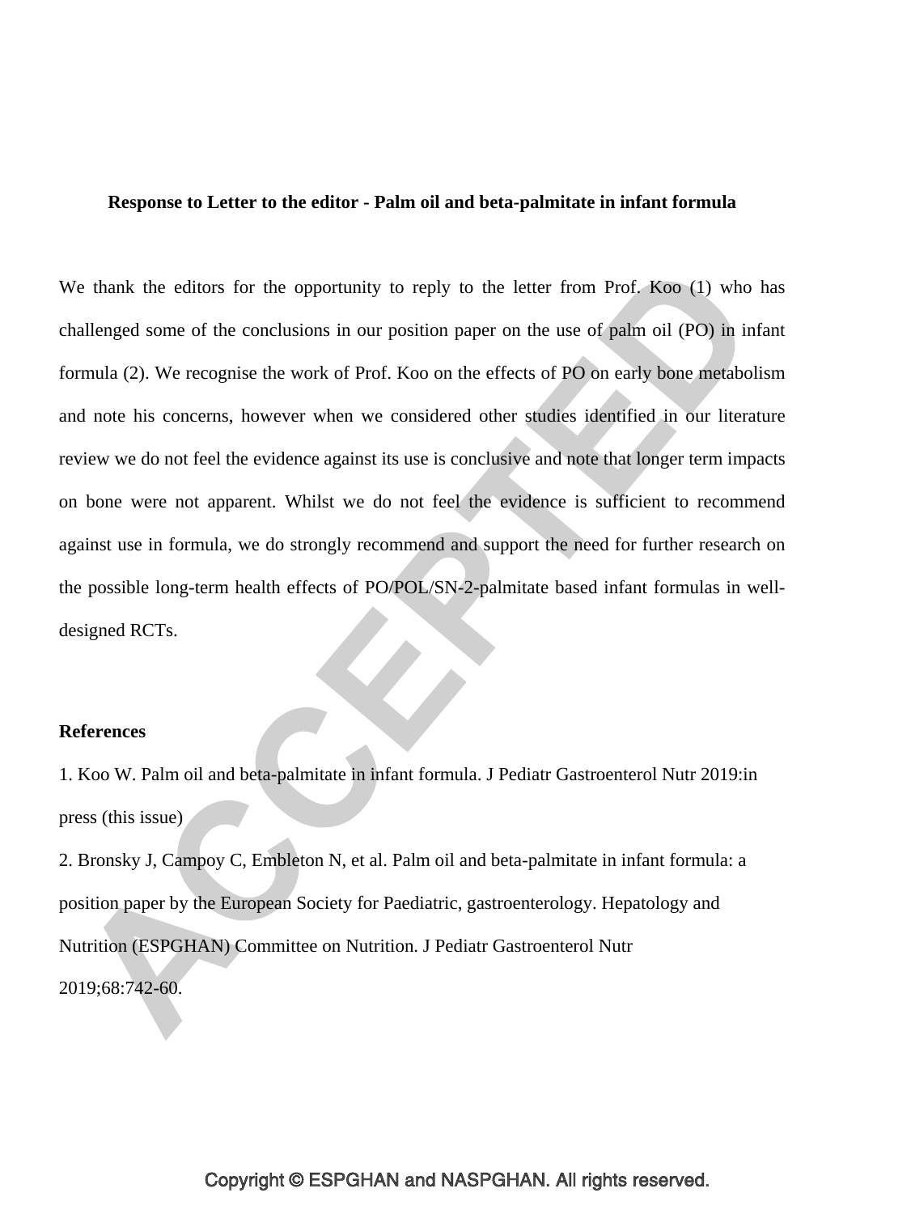# Response to Letter to the editor - Palm oil and beta-palmitate in infant formula

We thank the editors for the opportunity to reply to the letter from Prof. Koo (1) who has challenged some of the conclusions in our position paper on the use of palm oil (PO) in infant formula (2). We recognise the work of Prof. Koo on the effects of PO on early bone metabolism and note his concerns, however when we considered other studies identified in our literature review we do not feel the evidence against its use is conclusive and note that longer term impacts on bone were not apparent. Whilst we do not feel the evidence is sufficient to recommend against use in formula, we do strongly recommend and support the need for further research on the possible long-term health effects of PO/POL/SN-2-palmitate based infant formulas in well-designed RCTs.

## References

1. Koo W. Palm oil and beta-palmitate in infant formula. J Pediatr Gastroenterol Nutr 2019:in press (this issue)

2. Bronsky J, Campoy C, Embleton N, et al. Palm oil and beta-palmitate in infant formula: a position paper by the European Society for Paediatric, gastroenterology. Hepatology and Nutrition (ESPGHAN) Committee on Nutrition. J Pediatr Gastroenterol Nutr 2019;68:742-60.